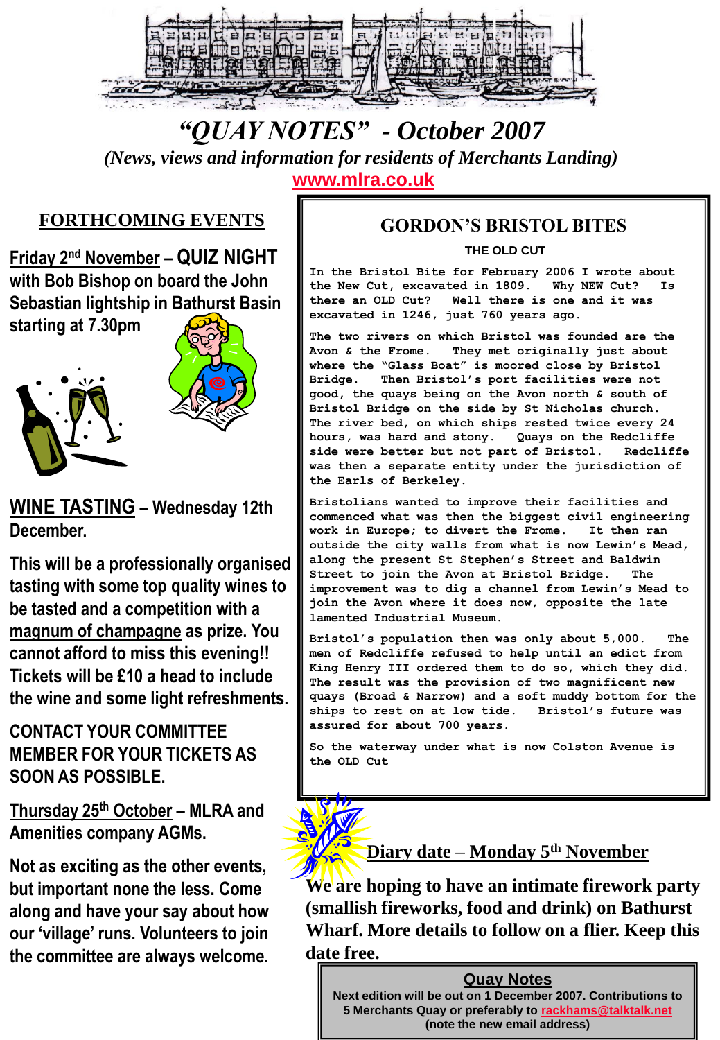# "QUAY NOTES" - October 2007

*(News, views and information for residents of Merchants Landing)*

www.mlra.co.uk

## FORTHCOMING EVENTS

**Friday 2nd November – QUIZ NIGHT with Bob Bishop on board the John Sebastian lightship in Bathurst Basin starting at 7.30pm**

**WINE TASTING – Wednesday 12th December.**

This will be a professionally organised tasting with some top quality wines to be tasted and a competition with a magnum of champagne as prize. You cannot afford to miss this evening!! Tickets will be £10 a head to include the wine and some light refreshments.

CONTACT YOUR COMMITTEE MEMBER FOR YOUR TICKETS AS SOON AS POSSIBLE.

**Thursday 25th October – MLRA and Amenities company AGMs.**

Not as exciting as the other events, but important none the less. Come along and have your say about how our 'village' runs. Volunteers to join the committee are always welcome.

## GORDON'S BRISTOL BITES

### THE OLD CUT

In the Bristol Bite for February 2006 I wrote about the New Cut, excavated in 1809. Why NEW Cut? Is there an OLD Cut? Well there is one and it was excavated in 1246, just 760 years ago.

The two rivers on which Bristol was founded are the Avon & the Frome. They met originally just about where the "Glass Boat" is moored close by Bristol Bridge. Then Bristol's port facilities were not good, the quays being on the Avon north & south of Bristol Bridge on the side by St Nicholas church. The river bed, on which ships rested twice every 24 hours, was hard and stony. Quays on the Redcliffe side were better but not part of Bristol. Redcliffe was then a separate entity under the jurisdiction of the Earls of Berkeley.

Bristolians wanted to improve their facilities and commenced what was then the biggest civil engineering work in Europe; to divert the Frome. It then ran outside the city walls from what is now Lewin's Mead, along the present St Stephen's Street and Baldwin Street to join the Avon at Bristol Bridge. The improvement was to dig a channel from Lewin's Mead to join the Avon where it does now, opposite the late lamented Industrial Museum.

Bristol's population then was only about 5,000. The men of Redcliffe refused to help until an edict from King Henry III ordered them to do so, which they did. The result was the provision of two magnificent new quays (Broad & Narrow) and a soft muddy bottom for the ships to rest on at low tide. Bristol's future was assured for about 700 years.

So the waterway under what is now Colston Avenue is the OLD Cut

## Diary date – Monday 5th November

**We are hoping to have an intimate firework party (smallish fireworks, food and drink) on Bathurst Wharf. More details to follow on a flier. Keep this date free.**

**Quay Notes**

**Next edition will be out on 1 December 2007. Contributions to 5 Merchants Quay or preferably to rackhams@talktalk.net (note the new email address)**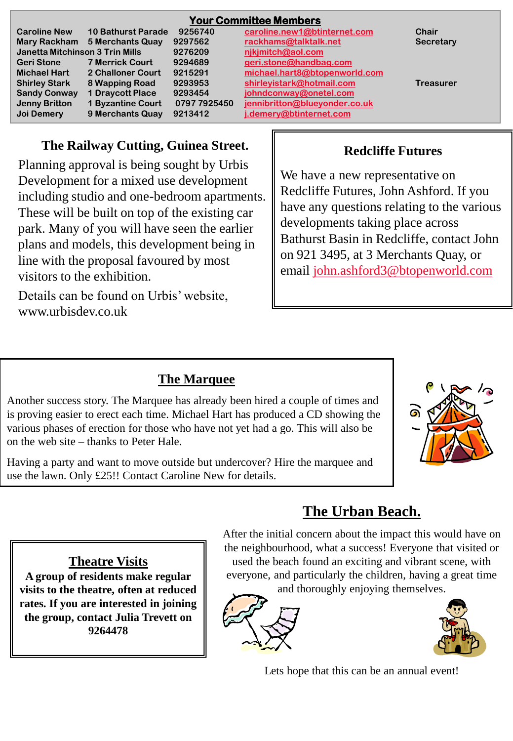## Your Committee Members

| | | | | |
|---|---|---|---|---|
| Caroline New | 10 Bathurst Parade | 9256740 | caroline.new1@btinternet.com | Chair |
| Mary Rackham | 5 Merchants Quay | 9297562 | rackhams@talktalk.net | Secretary |
| Janetta Mitchinson | 3 Trin Mills | 9276209 | njkjmitch@aol.com | |
| Geri Stone | 7 Merrick Court | 9294689 | geri.stone@handbag.com | |
| Michael Hart | 2 Challoner Court | 9215291 | michael.hart8@btopenworld.com | |
| Shirley Stark | 8 Wapping Road | 9293953 | shirleyistark@hotmail.com | Treasurer |
| Sandy Conway | 1 Draycott Place | 9293454 | johndconway@onetel.com | |
| Jenny Britton | 1 Byzantine Court | 0797 7925450 | jennibritton@blueyonder.co.uk | |
| Joi Demery | 9 Merchants Quay | 9213412 | j.demery@btinternet.com | |

### The Railway Cutting, Guinea Street.

Planning approval is being sought by Urbis Development for a mixed use development including studio and one-bedroom apartments. These will be built on top of the existing car park. Many of you will have seen the earlier plans and models, this development being in line with the proposal favoured by most visitors to the exhibition.

Details can be found on Urbis' website, www.urbisdev.co.uk

### Redcliffe Futures

We have a new representative on Redcliffe Futures, John Ashford. If you have any questions relating to the various developments taking place across Bathurst Basin in Redcliffe, contact John on 921 3495, at 3 Merchants Quay, or email john.ashford3@btopenworld.com

### The Marquee

Another success story. The Marquee has already been hired a couple of times and is proving easier to erect each time. Michael Hart has produced a CD showing the various phases of erection for those who have not yet had a go. This will also be on the web site – thanks to Peter Hale.

Having a party and want to move outside but undercover? Hire the marquee and use the lawn. Only £25!! Contact Caroline New for details.

### The Urban Beach.

After the initial concern about the impact this would have on the neighbourhood, what a success! Everyone that visited or used the beach found an exciting and vibrant scene, with everyone, and particularly the children, having a great time and thoroughly enjoying themselves.

Lets hope that this can be an annual event!

### Theatre Visits

**A group of residents make regular visits to the theatre, often at reduced rates. If you are interested in joining the group, contact Julia Trevett on 9264478**